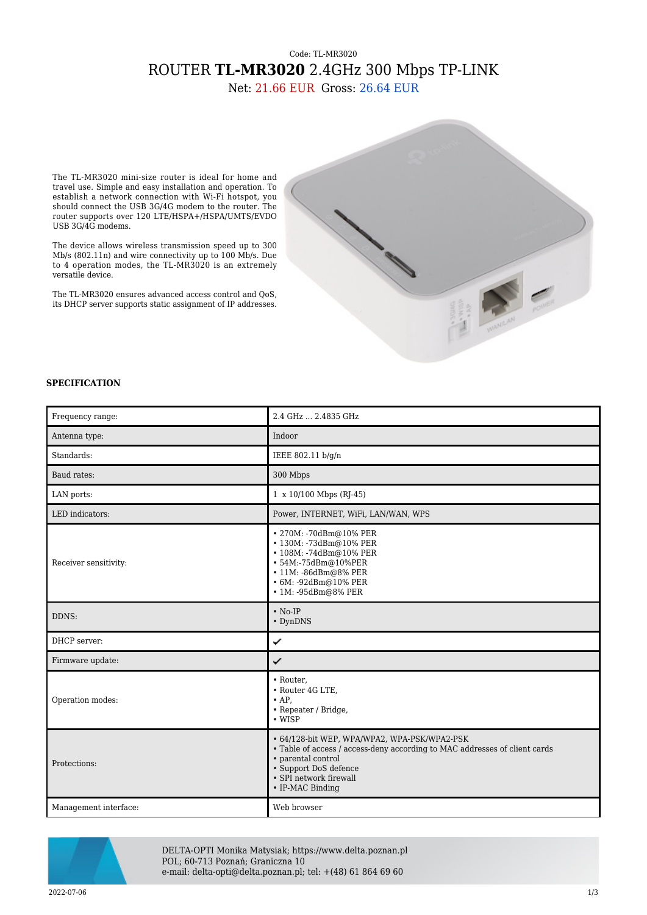Code: TL-MR3020

# ROUTER **TL-MR3020** 2.4GHz 300 Mbps TP-LINK

Net: 21.66 EUR Gross: 26.64 EUR

The TL-MR3020 mini-size router is ideal for home and travel use. Simple and easy installation and operation. To establish a network connection with Wi-Fi hotspot, you should connect the USB 3G/4G modem to the router. The router supports over 120 LTE/HSPA+/HSPA/UMTS/EVDO USB 3G/4G modems.

The device allows wireless transmission speed up to 300 Mb/s (802.11n) and wire connectivity up to 100 Mb/s. Due to 4 operation modes, the TL-MR3020 is an extremely versatile device.

The TL-MR3020 ensures advanced access control and QoS, its DHCP server supports static assignment of IP addresses.

## SPECIFICATION

| | |
|---|---|
| Frequency range: | 2.4 GHz ... 2.4835 GHz |
| Antenna type: | Indoor |
| Standards: | IEEE 802.11 b/g/n |
| Baud rates: | 300 Mbps |
| LAN ports: | 1 x 10/100 Mbps (RJ-45) |
| LED indicators: | Power, INTERNET, WiFi, LAN/WAN, WPS |
| Receiver sensitivity: | • 270M: -70dBm@10% PER<br>• 130M: -73dBm@10% PER<br>• 108M: -74dBm@10% PER<br>• 54M:-75dBm@10%PER<br>• 11M: -86dBm@8% PER<br>• 6M: -92dBm@10% PER<br>• 1M: -95dBm@8% PER |
| DDNS: | • No-IP<br>• DynDNS |
| DHCP server: | ✔ |
| Firmware update: | ✔ |
| Operation modes: | • Router,<br>• Router 4G LTE,<br>• AP,<br>• Repeater / Bridge,<br>• WISP |
| Protections: | • 64/128-bit WEP, WPA/WPA2, WPA-PSK/WPA2-PSK<br>• Table of access / access-deny according to MAC addresses of client cards<br>• parental control<br>• Support DoS defence<br>• SPI network firewall<br>• IP-MAC Binding |
| Management interface: | Web browser |

DELTA-OPTI Monika Matysiak; https://www.delta.poznan.pl
POL; 60-713 Poznań; Graniczna 10
e-mail: delta-opti@delta.poznan.pl; tel: +(48) 61 864 69 60

2022-07-06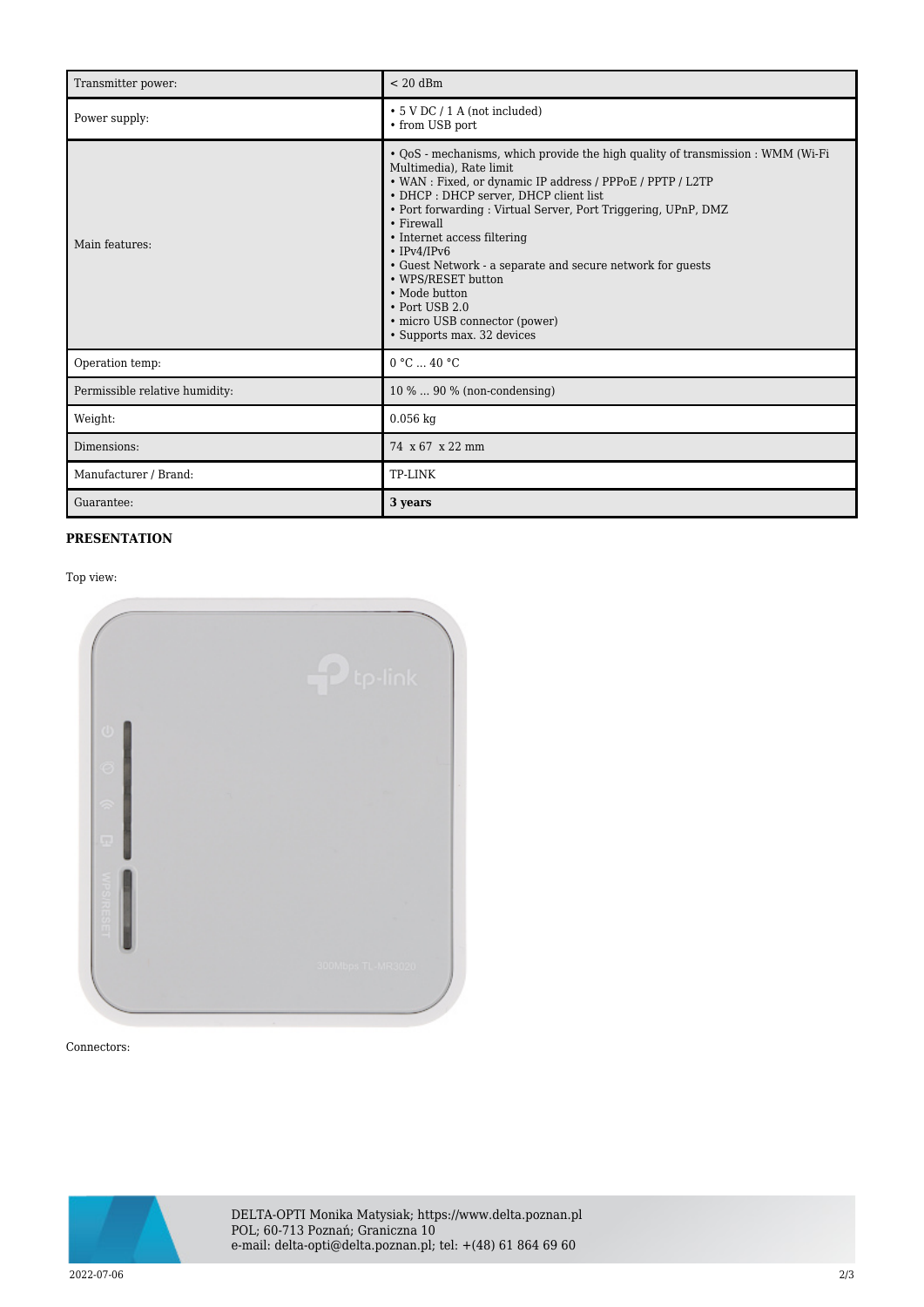| | |
|---|---|
| Transmitter power: | < 20 dBm |
| Power supply: | • 5 V DC / 1 A (not included)<br>• from USB port |
| Main features: | • QoS - mechanisms, which provide the high quality of transmission : WMM (Wi-Fi Multimedia), Rate limit<br>• WAN : Fixed, or dynamic IP address / PPPoE / PPTP / L2TP<br>• DHCP : DHCP server, DHCP client list<br>• Port forwarding : Virtual Server, Port Triggering, UPnP, DMZ<br>• Firewall<br>• Internet access filtering<br>• IPv4/IPv6<br>• Guest Network - a separate and secure network for guests<br>• WPS/RESET button<br>• Mode button<br>• Port USB 2.0<br>• micro USB connector (power)<br>• Supports max. 32 devices |
| Operation temp: | 0 °C ... 40 °C |
| Permissible relative humidity: | 10 % ... 90 % (non-condensing) |
| Weight: | 0.056 kg |
| Dimensions: | 74 x 67 x 22 mm |
| Manufacturer / Brand: | TP-LINK |
| Guarantee: | **3 years** |

**PRESENTATION**

Top view:

Connectors:

DELTA-OPTI Monika Matysiak; https://www.delta.poznan.pl
POL; 60-713 Poznań; Graniczna 10
e-mail: delta-opti@delta.poznan.pl; tel: +(48) 61 864 69 60

2022-07-06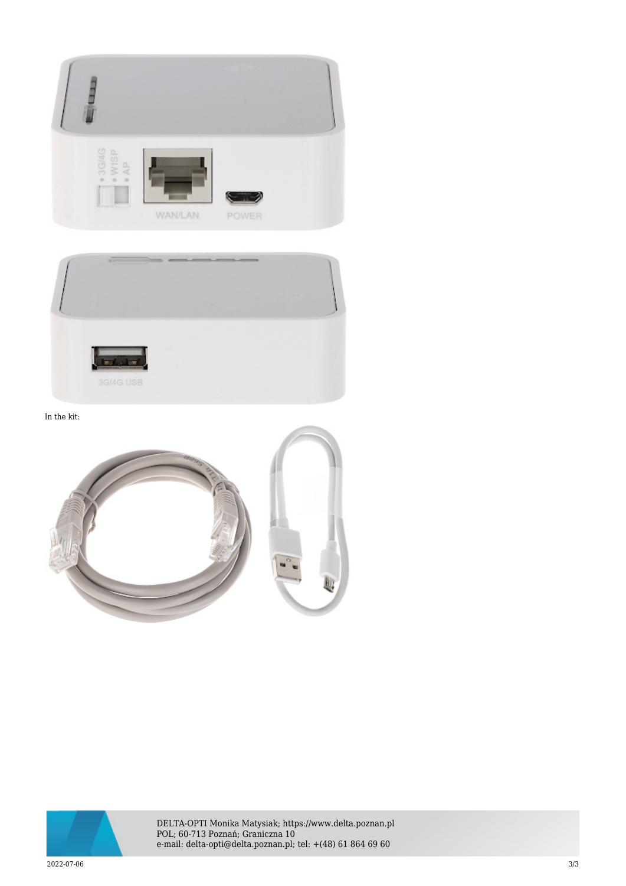In the kit: